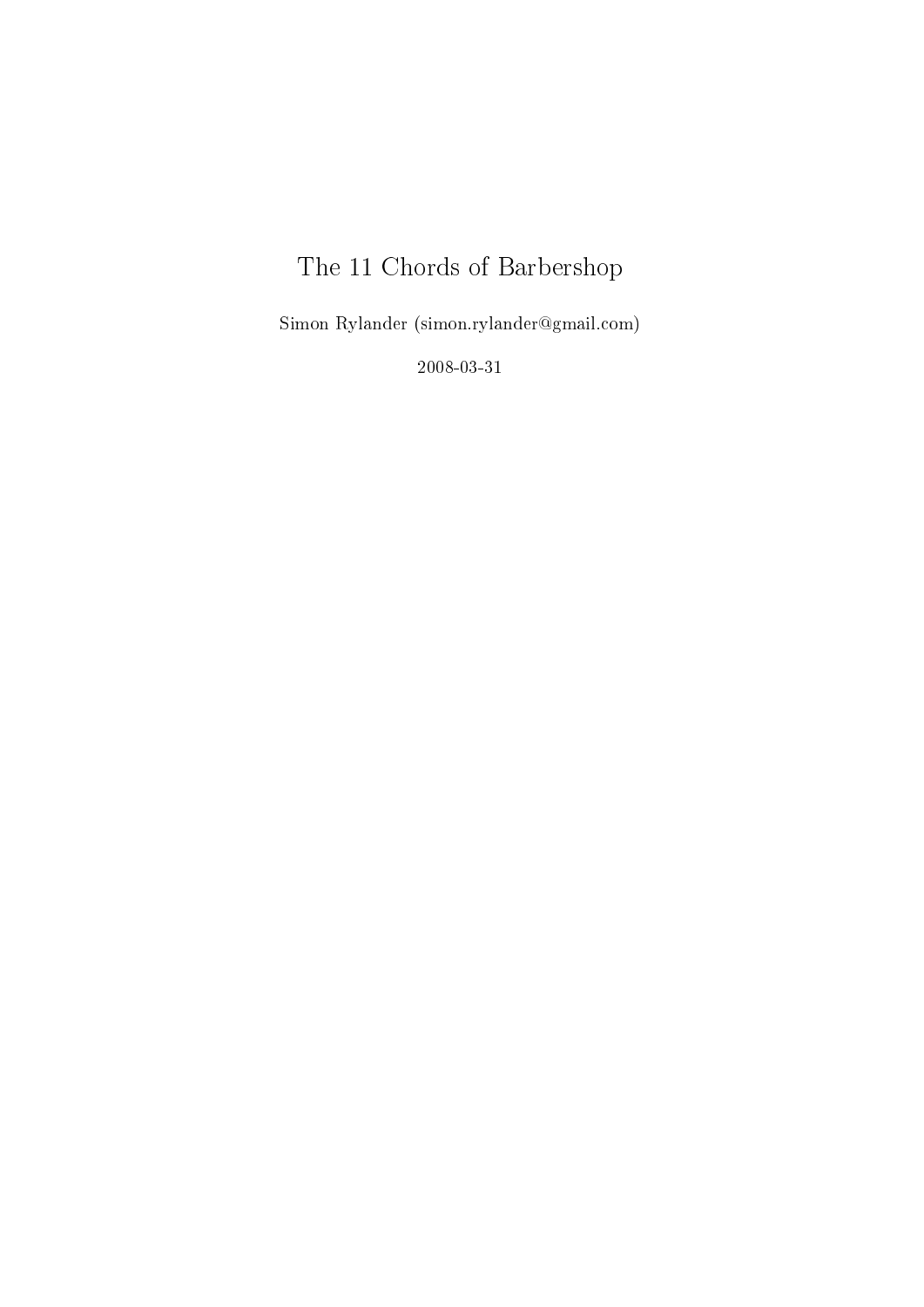# The 11 Chords of Barbershop

Simon Rylander (simon.rylander@gmail.com)

2008-03-31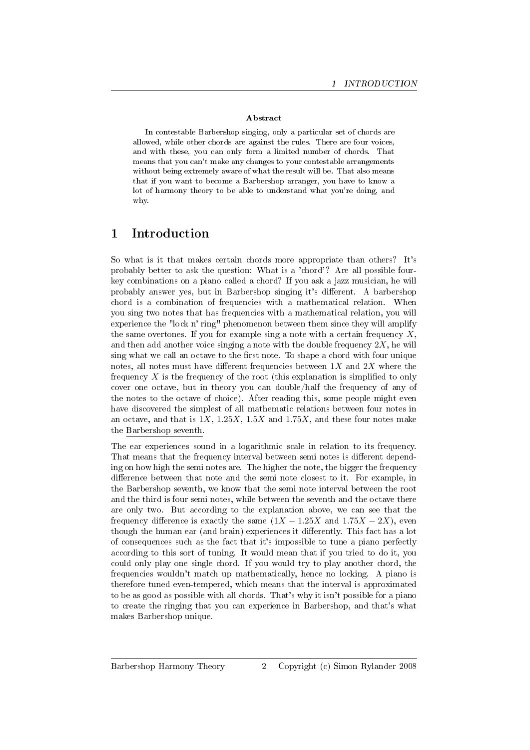**Abstract**

In contestable Barbershop singing, only a particular set of chords are allowed, while other chords are against the rules. There are four voices, and with these, you can only form a limited number of chords. That means that you can't make any changes to your contestable arrangements without being extremely aware of what the result will be. That also means that if you want to become a Barbershop arranger, you have to know a lot of harmony theory to be able to understand what you're doing, and why.

# 1 Introduction

So what is it that makes certain chords more appropriate than others? It's probably better to ask the question: What is a 'chord'? Are all possible four-key combinations on a piano called a chord? If you ask a jazz musician, he will probably answer yes, but in Barbershop singing it's different. A barbershop chord is a combination of frequencies with a mathematical relation. When you sing two notes that has frequencies with a mathematical relation, you will experience the "lock n' ring" phenomenon between them since they will amplify the same overtones. If you for example sing a note with a certain frequency $X$, and then add another voice singing a note with the double frequency $2X$, he will sing what we call an octave to the first note. To shape a chord with four unique notes, all notes must have different frequencies between $1X$ and $2X$ where the frequency $X$ is the frequency of the root (this explanation is simplified to only cover one octave, but in theory you can double/half the frequency of any of the notes to the octave of choice). After reading this, some people might even have discovered the simplest of all mathematic relations between four notes in an octave, and that is $1X$, $1.25X$, $1.5X$ and $1.75X$, and these four notes make the Barbershop seventh.

The ear experiences sound in a logarithmic scale in relation to its frequency. That means that the frequency interval between semi notes is different depending on how high the semi notes are. The higher the note, the bigger the frequency difference between that note and the semi note closest to it. For example, in the Barbershop seventh, we know that the semi note interval between the root and the third is four semi notes, while between the seventh and the octave there are only two. But according to the explanation above, we can see that the frequency difference is exactly the same ($1X - 1.25X$ and $1.75X - 2X$), even though the human ear (and brain) experiences it differently. This fact has a lot of consequences such as the fact that it's impossible to tune a piano perfectly according to this sort of tuning. It would mean that if you tried to do it, you could only play one single chord. If you would try to play another chord, the frequencies wouldn't match up mathematically, hence no locking. A piano is therefore tuned even-tempered, which means that the interval is approximated to be as good as possible with all chords. That's why it isn't possible for a piano to create the ringing that you can experience in Barbershop, and that's what makes Barbershop unique.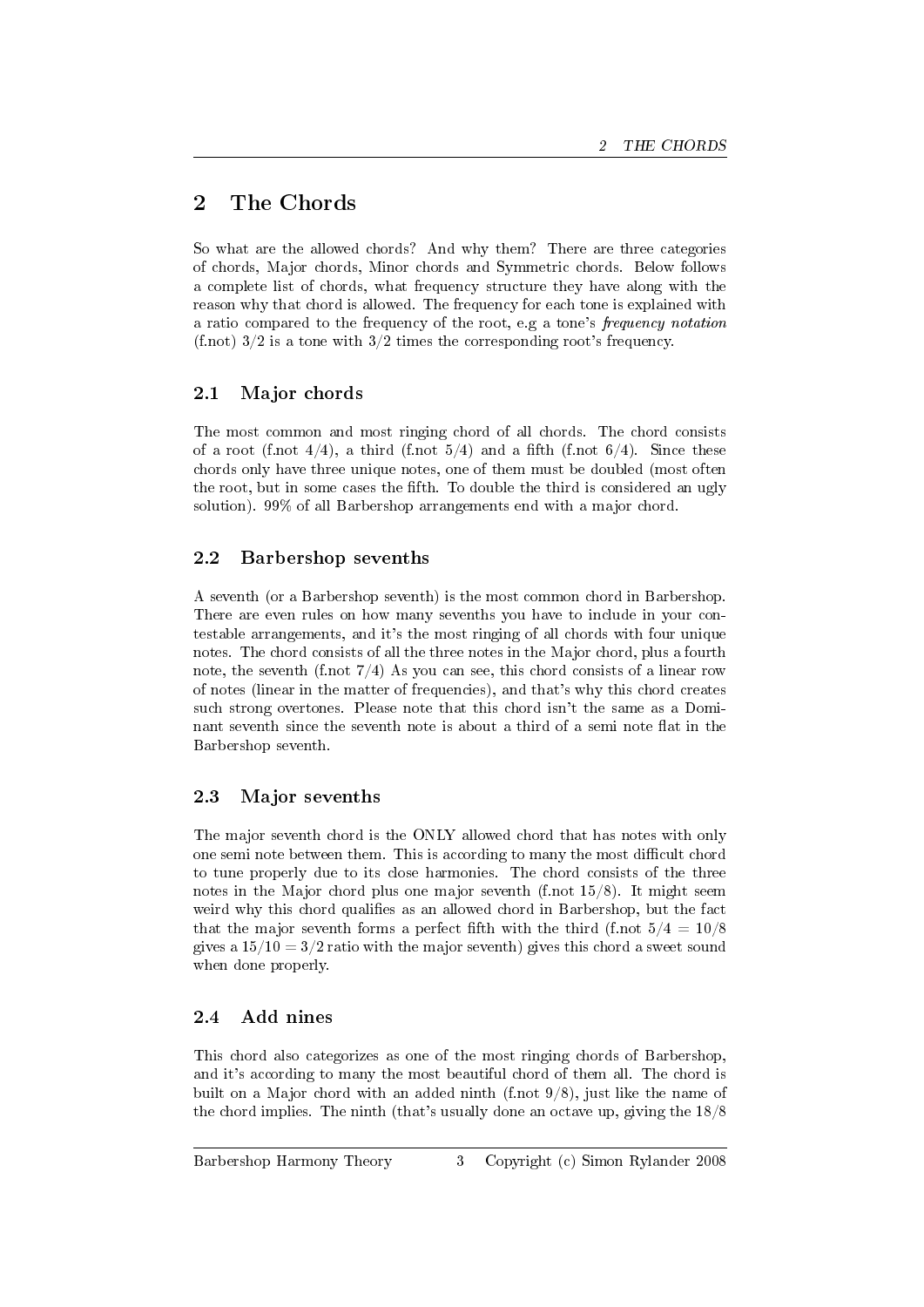# 2 The Chords

So what are the allowed chords? And why them? There are three categories of chords, Major chords, Minor chords and Symmetric chords. Below follows a complete list of chords, what frequency structure they have along with the reason why that chord is allowed. The frequency for each tone is explained with a ratio compared to the frequency of the root, e.g a tone's *frequency notation* (f.not) 3/2 is a tone with 3/2 times the corresponding root's frequency.

## 2.1 Major chords

The most common and most ringing chord of all chords. The chord consists of a root (f.not 4/4), a third (f.not 5/4) and a fifth (f.not 6/4). Since these chords only have three unique notes, one of them must be doubled (most often the root, but in some cases the fifth. To double the third is considered an ugly solution). 99% of all Barbershop arrangements end with a major chord.

## 2.2 Barbershop sevenths

A seventh (or a Barbershop seventh) is the most common chord in Barbershop. There are even rules on how many sevenths you have to include in your contestable arrangements, and it's the most ringing of all chords with four unique notes. The chord consists of all the three notes in the Major chord, plus a fourth note, the seventh (f.not 7/4) As you can see, this chord consists of a linear row of notes (linear in the matter of frequencies), and that's why this chord creates such strong overtones. Please note that this chord isn't the same as a Dominant seventh since the seventh note is about a third of a semi note flat in the Barbershop seventh.

## 2.3 Major sevenths

The major seventh chord is the ONLY allowed chord that has notes with only one semi note between them. This is according to many the most difficult chord to tune properly due to its close harmonies. The chord consists of the three notes in the Major chord plus one major seventh (f.not 15/8). It might seem weird why this chord qualifies as an allowed chord in Barbershop, but the fact that the major seventh forms a perfect fifth with the third (f.not $5/4 = 10/8$ gives a $15/10 = 3/2$ ratio with the major seventh) gives this chord a sweet sound when done properly.

## 2.4 Add nines

This chord also categorizes as one of the most ringing chords of Barbershop, and it's according to many the most beautiful chord of them all. The chord is built on a Major chord with an added ninth (f.not 9/8), just like the name of the chord implies. The ninth (that's usually done an octave up, giving the 18/8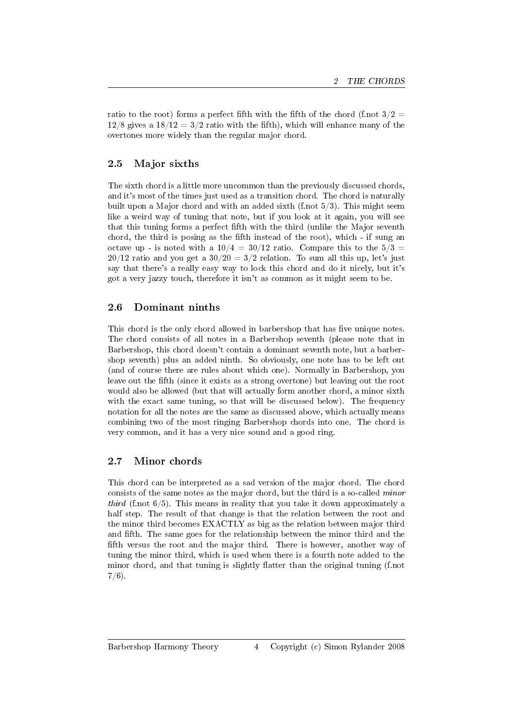ratio to the root) forms a perfect fifth with the fifth of the chord (f.not $3/2 = 12/8$ gives a $18/12 = 3/2$ ratio with the fifth), which will enhance many of the overtones more widely than the regular major chord.

## 2.5 Major sixths

The sixth chord is a little more uncommon than the previously discussed chords, and it's most of the times just used as a transition chord. The chord is naturally built upon a Major chord and with an added sixth (f.not $5/3$). This might seem like a weird way of tuning that note, but if you look at it again, you will see that this tuning forms a perfect fifth with the third (unlike the Major seventh chord, the third is posing as the fifth instead of the root), which - if sung an octave up - is noted with a $10/4 = 30/12$ ratio. Compare this to the $5/3 = 20/12$ ratio and you get a $30/20 = 3/2$ relation. To sum all this up, let's just say that there's a really easy way to lock this chord and do it nicely, but it's got a very jazzy touch, therefore it isn't as common as it might seem to be.

## 2.6 Dominant ninths

This chord is the only chord allowed in barbershop that has five unique notes. The chord consists of all notes in a Barbershop seventh (please note that in Barbershop, this chord doesn't contain a dominant seventh note, but a barbershop seventh) plus an added ninth. So obviously, one note has to be left out (and of course there are rules about which one). Normally in Barbershop, you leave out the fifth (since it exists as a strong overtone) but leaving out the root would also be allowed (but that will actually form another chord, a minor sixth with the exact same tuning, so that will be discussed below). The frequency notation for all the notes are the same as discussed above, which actually means combining two of the most ringing Barbershop chords into one. The chord is very common, and it has a very nice sound and a good ring.

## 2.7 Minor chords

This chord can be interpreted as a sad version of the major chord. The chord consists of the same notes as the major chord, but the third is a so-called *minor third* (f.not $6/5$). This means in reality that you take it down approximately a half step. The result of that change is that the relation between the root and the minor third becomes EXACTLY as big as the relation between major third and fifth. The same goes for the relationship between the minor third and the fifth versus the root and the major third. There is however, another way of tuning the minor third, which is used when there is a fourth note added to the minor chord, and that tuning is slightly flatter than the original tuning (f.not $7/6$).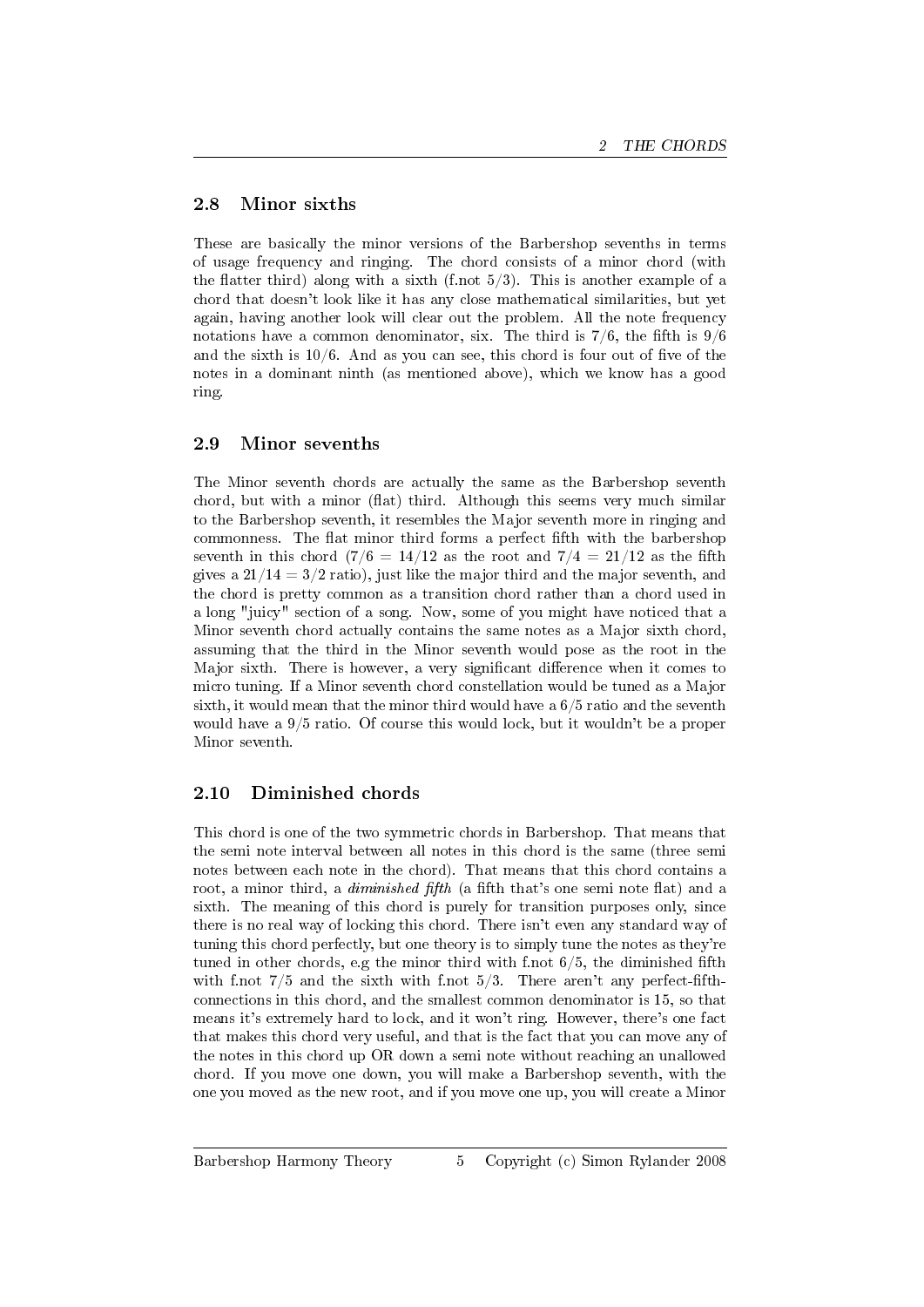## 2.8 Minor sixths

These are basically the minor versions of the Barbershop sevenths in terms of usage frequency and ringing. The chord consists of a minor chord (with the flatter third) along with a sixth (f.not $5/3$). This is another example of a chord that doesn't look like it has any close mathematical similarities, but yet again, having another look will clear out the problem. All the note frequency notations have a common denominator, six. The third is $7/6$, the fifth is $9/6$ and the sixth is $10/6$. And as you can see, this chord is four out of five of the notes in a dominant ninth (as mentioned above), which we know has a good ring.

## 2.9 Minor sevenths

The Minor seventh chords are actually the same as the Barbershop seventh chord, but with a minor (flat) third. Although this seems very much similar to the Barbershop seventh, it resembles the Major seventh more in ringing and commonness. The flat minor third forms a perfect fifth with the barbershop seventh in this chord ($7/6 = 14/12$ as the root and $7/4 = 21/12$ as the fifth gives a $21/14 = 3/2$ ratio), just like the major third and the major seventh, and the chord is pretty common as a transition chord rather than a chord used in a long "juicy" section of a song. Now, some of you might have noticed that a Minor seventh chord actually contains the same notes as a Major sixth chord, assuming that the third in the Minor seventh would pose as the root in the Major sixth. There is however, a very significant difference when it comes to micro tuning. If a Minor seventh chord constellation would be tuned as a Major sixth, it would mean that the minor third would have a $6/5$ ratio and the seventh would have a $9/5$ ratio. Of course this would lock, but it wouldn't be a proper Minor seventh.

## 2.10 Diminished chords

This chord is one of the two symmetric chords in Barbershop. That means that the semi note interval between all notes in this chord is the same (three semi notes between each note in the chord). That means that this chord contains a root, a minor third, a *diminished fifth* (a fifth that's one semi note flat) and a sixth. The meaning of this chord is purely for transition purposes only, since there is no real way of locking this chord. There isn't even any standard way of tuning this chord perfectly, but one theory is to simply tune the notes as they're tuned in other chords, e.g the minor third with f.not $6/5$, the diminished fifth with f.not $7/5$ and the sixth with f.not $5/3$. There aren't any perfect-fifth-connections in this chord, and the smallest common denominator is 15, so that means it's extremely hard to lock, and it won't ring. However, there's one fact that makes this chord very useful, and that is the fact that you can move any of the notes in this chord up OR down a semi note without reaching an unallowed chord. If you move one down, you will make a Barbershop seventh, with the one you moved as the new root, and if you move one up, you will create a Minor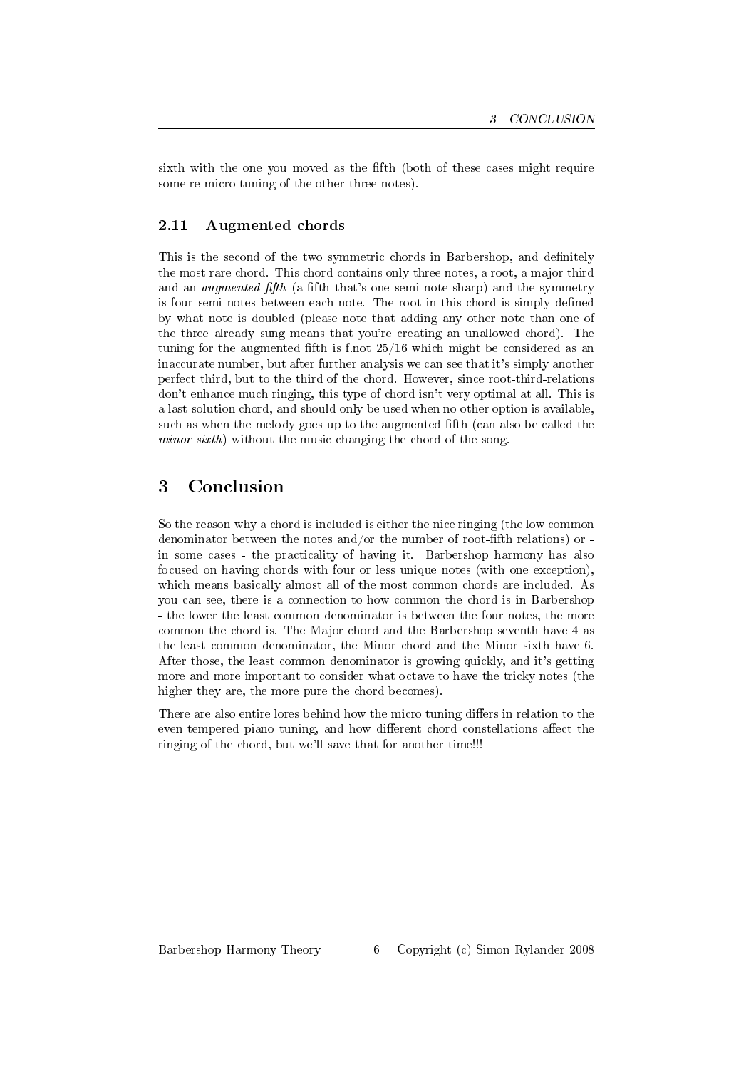sixth with the one you moved as the fifth (both of these cases might require some re-micro tuning of the other three notes).

### 2.11 Augmented chords

This is the second of the two symmetric chords in Barbershop, and definitely the most rare chord. This chord contains only three notes, a root, a major third and an *augmented fifth* (a fifth that's one semi note sharp) and the symmetry is four semi notes between each note. The root in this chord is simply defined by what note is doubled (please note that adding any other note than one of the three already sung means that you're creating an unallowed chord). The tuning for the augmented fifth is f.not 25/16 which might be considered as an inaccurate number, but after further analysis we can see that it's simply another perfect third, but to the third of the chord. However, since root-third-relations don't enhance much ringing, this type of chord isn't very optimal at all. This is a last-solution chord, and should only be used when no other option is available, such as when the melody goes up to the augmented fifth (can also be called the *minor sixth*) without the music changing the chord of the song.

## 3 Conclusion

So the reason why a chord is included is either the nice ringing (the low common denominator between the notes and/or the number of root-fifth relations) or - in some cases - the practicality of having it. Barbershop harmony has also focused on having chords with four or less unique notes (with one exception), which means basically almost all of the most common chords are included. As you can see, there is a connection to how common the chord is in Barbershop - the lower the least common denominator is between the four notes, the more common the chord is. The Major chord and the Barbershop seventh have 4 as the least common denominator, the Minor chord and the Minor sixth have 6. After those, the least common denominator is growing quickly, and it's getting more and more important to consider what octave to have the tricky notes (the higher they are, the more pure the chord becomes).

There are also entire lores behind how the micro tuning differs in relation to the even tempered piano tuning, and how different chord constellations affect the ringing of the chord, but we'll save that for another time!!!